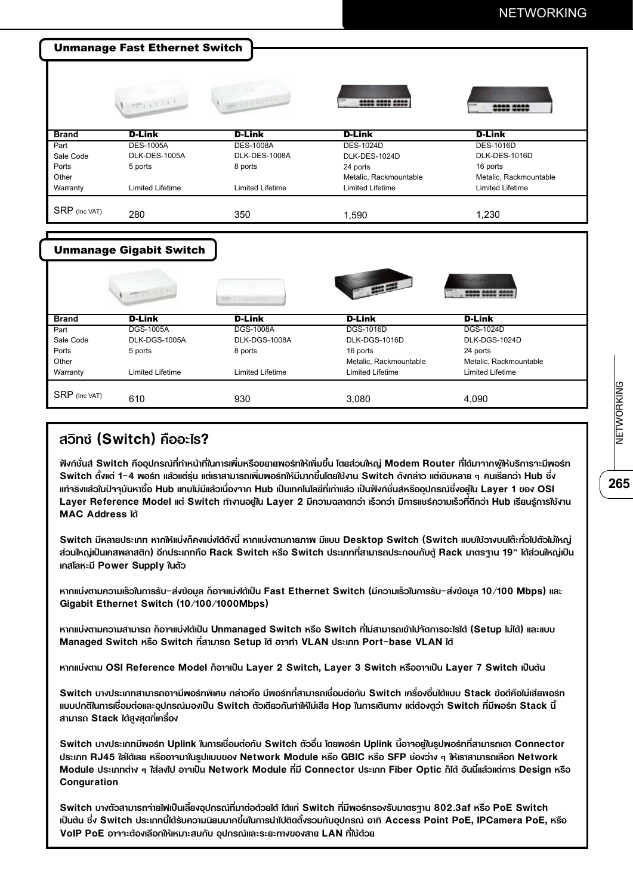## Unmanage Fast Ethernet Switch

| Brand | D-Link | D-Link | D-Link | D-Link |
|---|---|---|---|---|
| Part | DES-1005A | DES-1008A | DES-1024D | DES-1016D |
| Sale Code | DLK-DES-1005A | DLK-DES-1008A | DLK-DES-1024D | DLK-DES-1016D |
| Ports | 5 ports | 8 ports | 24 ports | 16 ports |
| Other | | | Metalic, Rackmountable | Metalic, Rackmountable |
| Warranty | Limited Lifetime | Limited Lifetime | Limited Lifetime | Limited Lifetime |
| SRP (Inc VAT) | 280 | 350 | 1,590 | 1,230 |

## Unmanage Gigabit Switch

| Brand | D-Link | D-Link | D-Link | D-Link |
|---|---|---|---|---|
| Part | DGS-1005A | DGS-1008A | DGS-1016D | DGS-1024D |
| Sale Code | DLK-DGS-1005A | DLK-DGS-1008A | DLK-DGS-1016D | DLK-DGS-1024D |
| Ports | 5 ports | 8 ports | 16 ports | 24 ports |
| Other | | | Metalic, Rackmountable | Metalic, Rackmountable |
| Warranty | Limited Lifetime | Limited Lifetime | Limited Lifetime | Limited Lifetime |
| SRP (Inc VAT) | 610 | 930 | 3,080 | 4,090 |

## สวิทช์ (Switch) คืออะไร?

**ฟังก์ชั่นส์ Switch คืออุปกรณ์ที่ทำหน้าที่ในการเพิ่มหรือขยายพอร์ทให้เพิ่มขึ้น โดยส่วนใหญ่ Modem Router ที่ได้มาจากผู้ให้บริการจะมีพอร์ท Switch ตั้งแต่ 1-4 พอร์ท แล้วแต่รุ่น แต่เราสามารถเพิ่มพอร์ทให้มีมากขึ้นโดยใช้งาน Switch ดังกล่าว แต่เดิมหลาย ๆ คนเรียกว่า Hub ซึ่งแท้จริงแล้วในปัจจุบันหาซื้อ Hub แทบไม่มีแล้วเนื่องจาก Hub เป็นเทคโนโลยีที่เก่าแล้ว เป็นฟังก์ชั่นส์หรืออุปกรณ์ซึ่งอยู่ใน Layer 1 ของ OSI Layer Reference Model แต่ Switch ทำงานอยู่ใน Layer 2 มีความฉลาดกว่า เร็วกว่า มีการแชร์ความเร็วที่ดีกว่า Hub เรียนรู้การใช้งาน MAC Address ได้**

**Switch มีหลายประเภท หากให้แบ่งก็คงแบ่งได้ดังนี้ หากแบ่งตามกายภาพ มีแบบ Desktop Switch (Switch แบบใช้วางบนโต๊ะทั่วไปตัวไม่ใหญ่ ส่วนใหญ่เป็นเคสพลาสติก) อีกประเภทคือ Rack Switch หรือ Switch ประเภทที่สามารถประกอบกับตู้ Rack มาตรฐาน 19" ได้ส่วนใหญ่เป็นเคสโลหะมี Power Supply ในตัว**

**หากแบ่งตามความเร็วในการรับ-ส่งข้อมูล ก็อาจแบ่งได้เป็น Fast Ethernet Switch (มีความเร็วในการรับ-ส่งข้อมูล 10/100 Mbps) และ Gigabit Ethernet Switch (10/100/1000Mbps)**

**หากแบ่งตามความสามารถ ก็อาจแบ่งได้เป็น Unmanaged Switch หรือ Switch ที่ไม่สามารถเข้าไปจัดการอะไรได้ (Setup ไม่ได้) และแบบ Managed Switch หรือ Switch ที่สามารถ Setup ได้ อาจทำ VLAN ประเภท Port-base VLAN ได้**

**หากแบ่งตาม OSI Reference Model ก็อาจเป็น Layer 2 Switch, Layer 3 Switch หรืออาจเป็น Layer 7 Switch เป็นต้น**

**Switch บางประเภทสามารถอาจมีพอร์ทพิเศษ กล่าวคือ มีพอร์ทที่สามารถเชื่อมต่อกับ Switch เครื่องอื่นได้แบบ Stack ข้อดีคือไม่เสียพอร์ทแบบปกติในการเชื่อมต่อและอุปกรณ์มองเป็น Switch ตัวเดียวกันทำให้ไม่เสีย Hop ในการเดินทาง แต่ต้องดูว่า Switch ที่มีพอร์ท Stack นี้สามารถ Stack ได้สูงสุดกี่เครื่อง**

**Switch บางประเภทมีพอร์ท Uplink ในการเชื่อมต่อกับ Switch ตัวอื่น โดยพอร์ท Uplink นี้อาจอยู่ในรูปพอร์ทที่สามารถเอา Connector ประเภท RJ45 ใส่ได้เลย หรืออาจมาในรูปแบบของ Network Module หรือ GBIC หรือ SFP ช่องว่าง ๆ ให้เราสามารถเลือก Network Module ประเภทต่าง ๆ ใส่ลงไป อาจเป็น Network Module ที่มี Connector ประเภท Fiber Optic ก็ได้ อันนี้แล้วแต่การ Design หรือ Conguration**

**Switch บางตัวสามารถจ่ายไฟเป็นเลี้ยงอุปกรณ์ที่มาต่อด้วยได้ ได้แก่ Switch ที่มีพอร์ทรองรับมาตรฐาน 802.3af หรือ PoE Switch เป็นต้น ซึ่ง Switch ประเภทนี้ได้รับความนิยมมากขึ้นในการนำไปติดตั้งรวมกับอุปกรณ์ อาทิ Access Point PoE, IPCamera PoE, หรือ VoIP PoE อาจจะต้องเลือกให้เหมาะสมกับ อุปกรณ์และระยะทางของสาย LAN ที่ใช้ด้วย**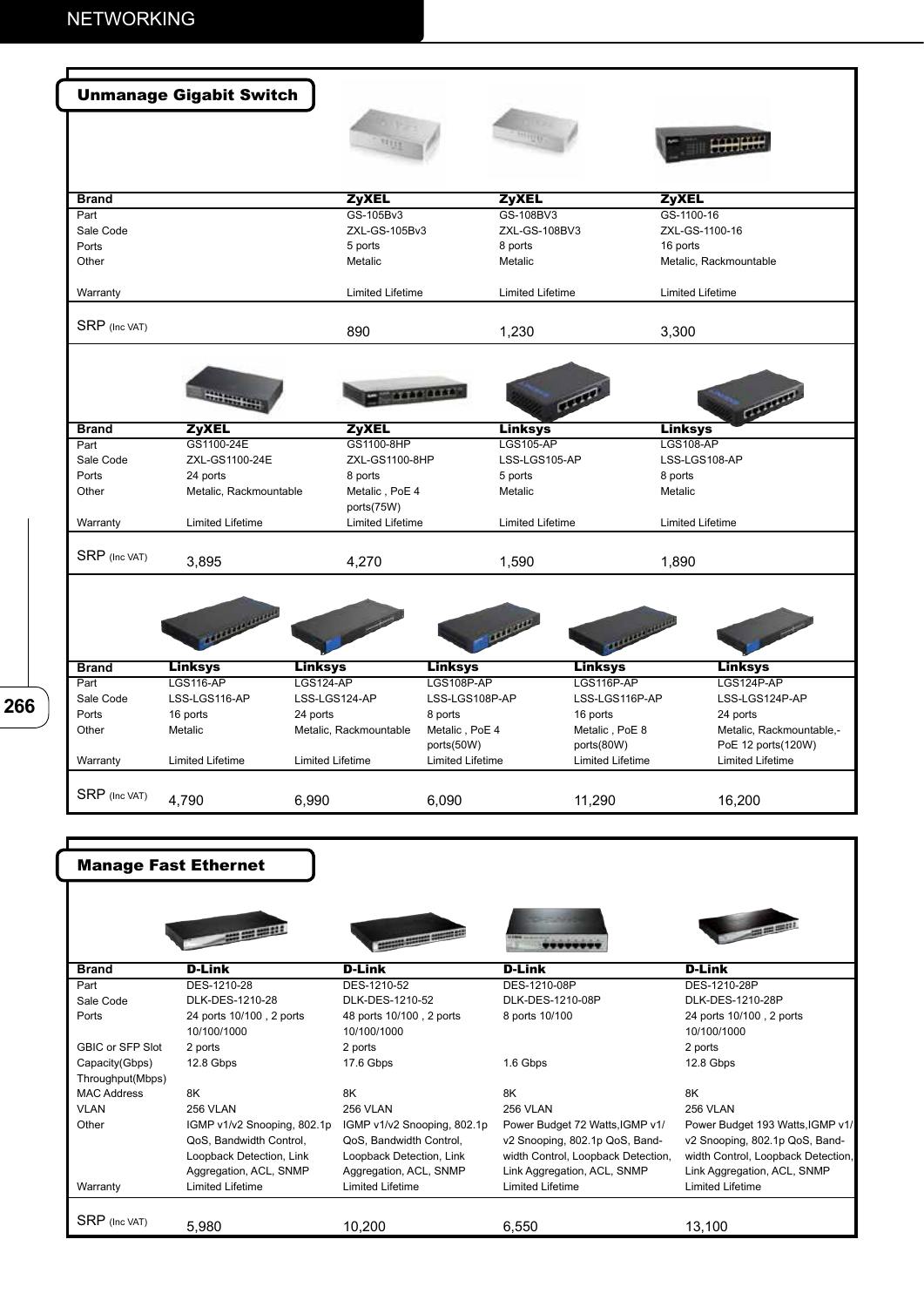## Unmanage Gigabit Switch

| Brand | ZyXEL | ZyXEL | ZyXEL |
|---|---|---|---|
| Part | GS-105Bv3 | GS-108BV3 | GS-1100-16 |
| Sale Code | ZXL-GS-105Bv3 | ZXL-GS-108BV3 | ZXL-GS-1100-16 |
| Ports | 5 ports | 8 ports | 16 ports |
| Other | Metalic | Metalic | Metalic, Rackmountable |
| Warranty | Limited Lifetime | Limited Lifetime | Limited Lifetime |
| SRP (Inc VAT) | 890 | 1,230 | 3,300 |

| Brand | ZyXEL | ZyXEL | Linksys | Linksys |
|---|---|---|---|---|
| Part | GS1100-24E | GS1100-8HP | LGS105-AP | LGS108-AP |
| Sale Code | ZXL-GS1100-24E | ZXL-GS1100-8HP | LSS-LGS105-AP | LSS-LGS108-AP |
| Ports | 24 ports | 8 ports | 5 ports | 8 ports |
| Other | Metalic, Rackmountable | Metalic , PoE 4 ports(75W) | Metalic | Metalic |
| Warranty | Limited Lifetime | Limited Lifetime | Limited Lifetime | Limited Lifetime |
| SRP (Inc VAT) | 3,895 | 4,270 | 1,590 | 1,890 |

| Brand | Linksys | Linksys | Linksys | Linksys | Linksys |
|---|---|---|---|---|---|
| Part | LGS116-AP | LGS124-AP | LGS108P-AP | LGS116P-AP | LGS124P-AP |
| Sale Code | LSS-LGS116-AP | LSS-LGS124-AP | LSS-LGS108P-AP | LSS-LGS116P-AP | LSS-LGS124P-AP |
| Ports | 16 ports | 24 ports | 8 ports | 16 ports | 24 ports |
| Other | Metalic | Metalic, Rackmountable | Metalic , PoE 4 ports(50W) | Metalic , PoE 8 ports(80W) | Metalic, Rackmountable,-PoE 12 ports(120W) |
| Warranty | Limited Lifetime | Limited Lifetime | Limited Lifetime | Limited Lifetime | Limited Lifetime |
| SRP (Inc VAT) | 4,790 | 6,990 | 6,090 | 11,290 | 16,200 |

## Manage Fast Ethernet

| Brand | D-Link | D-Link | D-Link | D-Link |
|---|---|---|---|---|
| Part | DES-1210-28 | DES-1210-52 | DES-1210-08P | DES-1210-28P |
| Sale Code | DLK-DES-1210-28 | DLK-DES-1210-52 | DLK-DES-1210-08P | DLK-DES-1210-28P |
| Ports | 24 ports 10/100 , 2 ports 10/100/1000 | 48 ports 10/100 , 2 ports 10/100/1000 | 8 ports 10/100 | 24 ports 10/100 , 2 ports 10/100/1000 |
| GBIC or SFP Slot | 2 ports | 2 ports | | 2 ports |
| Capacity(Gbps) Throughput(Mbps) | 12.8 Gbps | 17.6 Gbps | 1.6 Gbps | 12.8 Gbps |
| MAC Address | 8K | 8K | 8K | 8K |
| VLAN | 256 VLAN | 256 VLAN | 256 VLAN | 256 VLAN |
| Other | IGMP v1/v2 Snooping, 802.1p QoS, Bandwidth Control, Loopback Detection, Link Aggregation, ACL, SNMP | IGMP v1/v2 Snooping, 802.1p QoS, Bandwidth Control, Loopback Detection, Link Aggregation, ACL, SNMP | Power Budget 72 Watts,IGMP v1/v2 Snooping, 802.1p QoS, Bandwidth Control, Loopback Detection, Link Aggregation, ACL, SNMP | Power Budget 193 Watts,IGMP v1/v2 Snooping, 802.1p QoS, Bandwidth Control, Loopback Detection, Link Aggregation, ACL, SNMP |
| Warranty | Limited Lifetime | Limited Lifetime | Limited Lifetime | Limited Lifetime |
| SRP (Inc VAT) | 5,980 | 10,200 | 6,550 | 13,100 |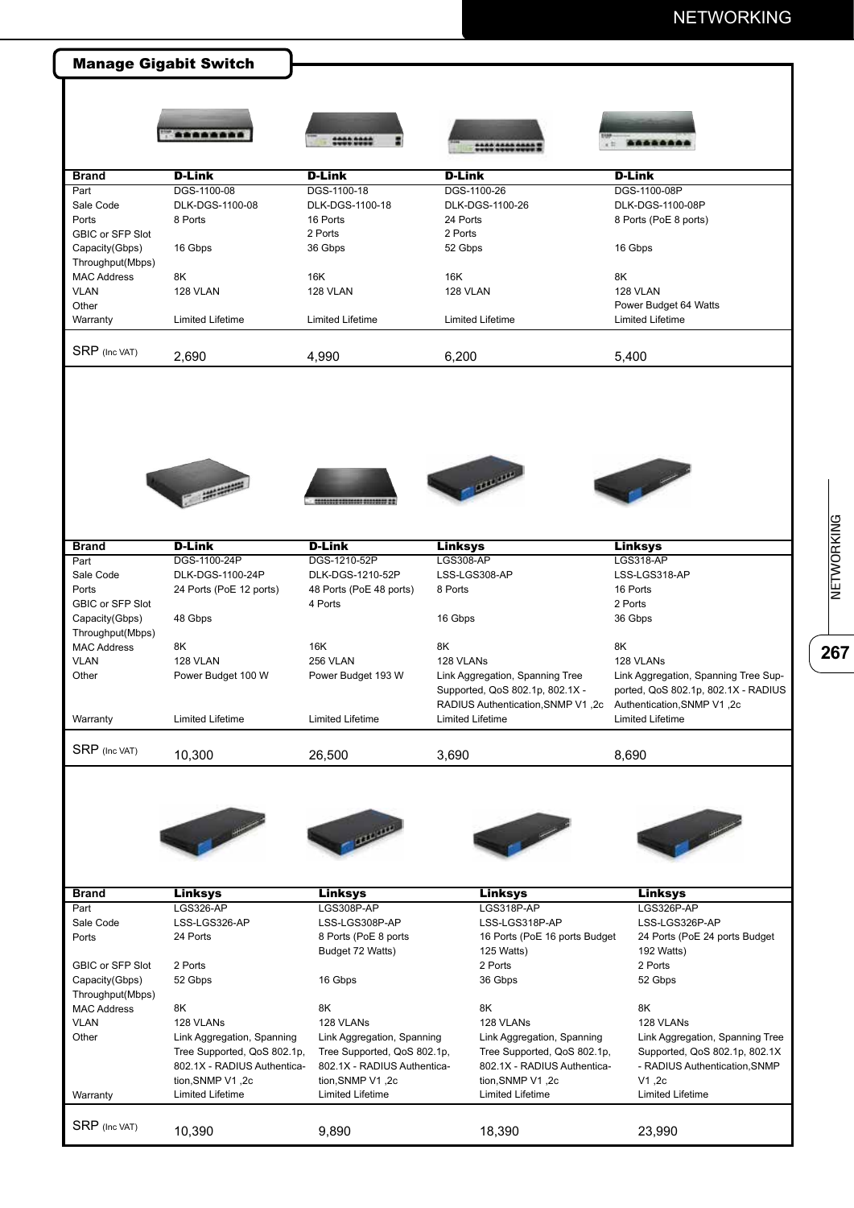## Manage Gigabit Switch

| Brand | D-Link | D-Link | D-Link | D-Link |
|---|---|---|---|---|
| Part | DGS-1100-08 | DGS-1100-18 | DGS-1100-26 | DGS-1100-08P |
| Sale Code | DLK-DGS-1100-08 | DLK-DGS-1100-18 | DLK-DGS-1100-26 | DLK-DGS-1100-08P |
| Ports | 8 Ports | 16 Ports | 24 Ports | 8 Ports (PoE 8 ports) |
| GBIC or SFP Slot | | 2 Ports | 2 Ports | |
| Capacity(Gbps) | 16 Gbps | 36 Gbps | 52 Gbps | 16 Gbps |
| Throughput(Mbps) | | | | |
| MAC Address | 8K | 16K | 16K | 8K |
| VLAN | 128 VLAN | 128 VLAN | 128 VLAN | 128 VLAN |
| Other | | | | Power Budget 64 Watts |
| Warranty | Limited Lifetime | Limited Lifetime | Limited Lifetime | Limited Lifetime |
| SRP (Inc VAT) | 2,690 | 4,990 | 6,200 | 5,400 |

| Brand | D-Link | D-Link | Linksys | Linksys |
|---|---|---|---|---|
| Part | DGS-1100-24P | DGS-1210-52P | LGS308-AP | LGS318-AP |
| Sale Code | DLK-DGS-1100-24P | DLK-DGS-1210-52P | LSS-LGS308-AP | LSS-LGS318-AP |
| Ports | 24 Ports (PoE 12 ports) | 48 Ports (PoE 48 ports) | 8 Ports | 16 Ports |
| GBIC or SFP Slot | | 4 Ports | | 2 Ports |
| Capacity(Gbps) | 48 Gbps | | 16 Gbps | 36 Gbps |
| Throughput(Mbps) | | | | |
| MAC Address | 8K | 16K | 8K | 8K |
| VLAN | 128 VLAN | 256 VLAN | 128 VLANs | 128 VLANs |
| Other | Power Budget 100 W | Power Budget 193 W | Link Aggregation, Spanning Tree Supported, QoS 802.1p, 802.1X - RADIUS Authentication,SNMP V1 ,2c | Link Aggregation, Spanning Tree Supported, QoS 802.1p, 802.1X - RADIUS Authentication,SNMP V1 ,2c |
| Warranty | Limited Lifetime | Limited Lifetime | Limited Lifetime | Limited Lifetime |
| SRP (Inc VAT) | 10,300 | 26,500 | 3,690 | 8,690 |

| Brand | Linksys | Linksys | Linksys | Linksys |
|---|---|---|---|---|
| Part | LGS326-AP | LGS308P-AP | LGS318P-AP | LGS326P-AP |
| Sale Code | LSS-LGS326-AP | LSS-LGS308P-AP | LSS-LGS318P-AP | LSS-LGS326P-AP |
| Ports | 24 Ports | 8 Ports (PoE 8 ports Budget 72 Watts) | 16 Ports (PoE 16 ports Budget 125 Watts) | 24 Ports (PoE 24 ports Budget 192 Watts) |
| GBIC or SFP Slot | 2 Ports | | 2 Ports | 2 Ports |
| Capacity(Gbps) | 52 Gbps | 16 Gbps | 36 Gbps | 52 Gbps |
| Throughput(Mbps) | | | | |
| MAC Address | 8K | 8K | 8K | 8K |
| VLAN | 128 VLANs | 128 VLANs | 128 VLANs | 128 VLANs |
| Other | Link Aggregation, Spanning Tree Supported, QoS 802.1p, 802.1X - RADIUS Authentication,SNMP V1 ,2c | Link Aggregation, Spanning Tree Supported, QoS 802.1p, 802.1X - RADIUS Authentication,SNMP V1 ,2c | Link Aggregation, Spanning Tree Supported, QoS 802.1p, 802.1X - RADIUS Authentication,SNMP V1 ,2c | Link Aggregation, Spanning Tree Supported, QoS 802.1p, 802.1X - RADIUS Authentication,SNMP V1 ,2c |
| Warranty | Limited Lifetime | Limited Lifetime | Limited Lifetime | Limited Lifetime |
| SRP (Inc VAT) | 10,390 | 9,890 | 18,390 | 23,990 |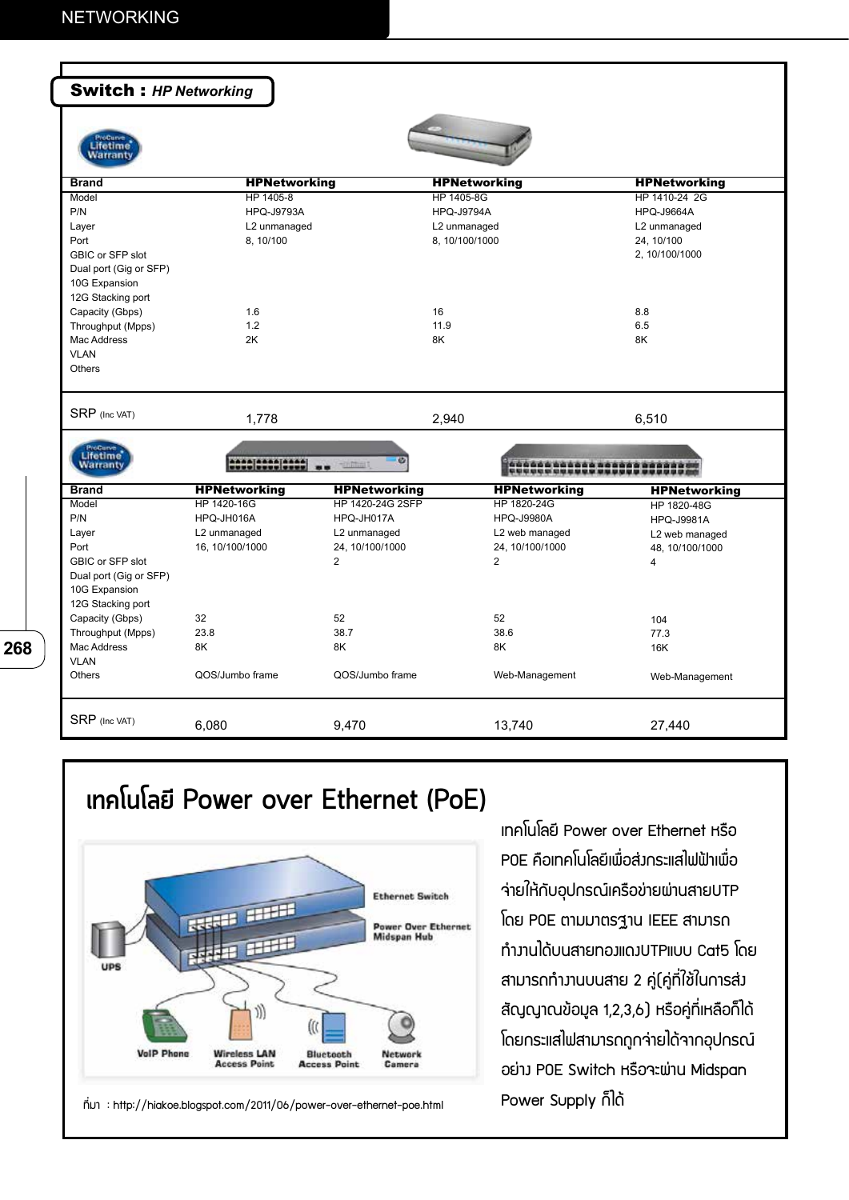## Switch : *HP Networking*

| Brand | HPNetworking | HPNetworking | HPNetworking |
|---|---|---|---|
| Model | HP 1405-8 | HP 1405-8G | HP 1410-24 2G |
| P/N | HPQ-J9793A | HPQ-J9794A | HPQ-J9664A |
| Layer | L2 unmanaged | L2 unmanaged | L2 unmanaged |
| Port | 8, 10/100 | 8, 10/100/1000 | 24, 10/100 |
| GBIC or SFP slot | | | 2, 10/100/1000 |
| Dual port (Gig or SFP) | | | |
| 10G Expansion | | | |
| 12G Stacking port | | | |
| Capacity (Gbps) | 1.6 | 16 | 8.8 |
| Throughput (Mpps) | 1.2 | 11.9 | 6.5 |
| Mac Address | 2K | 8K | 8K |
| VLAN | | | |
| Others | | | |
| SRP (Inc VAT) | 1,778 | 2,940 | 6,510 |

| Brand | HPNetworking | HPNetworking | HPNetworking | HPNetworking |
|---|---|---|---|---|
| Model | HP 1420-16G | HP 1420-24G 2SFP | HP 1820-24G | HP 1820-48G |
| P/N | HPQ-JH016A | HPQ-JH017A | HPQ-J9980A | HPQ-J9981A |
| Layer | L2 unmanaged | L2 unmanaged | L2 web managed | L2 web managed |
| Port | 16, 10/100/1000 | 24, 10/100/1000 | 24, 10/100/1000 | 48, 10/100/1000 |
| GBIC or SFP slot | | 2 | 2 | 4 |
| Dual port (Gig or SFP) | | | | |
| 10G Expansion | | | | |
| 12G Stacking port | | | | |
| Capacity (Gbps) | 32 | 52 | 52 | 104 |
| Throughput (Mpps) | 23.8 | 38.7 | 38.6 | 77.3 |
| Mac Address | 8K | 8K | 8K | 16K |
| VLAN | | | | |
| Others | QOS/Jumbo frame | QOS/Jumbo frame | Web-Management | Web-Management |
| SRP (Inc VAT) | 6,080 | 9,470 | 13,740 | 27,440 |

# เทคโนโลยี Power over Ethernet (PoE)

ที่มา : http://hiakoe.blogspot.com/2011/06/power-over-ethernet-poe.html

เทคโนโลยี Power over Ethernet หรือ POE คือเทคโนโลยีเพื่อส่งกระแสไฟฟ้าเพื่อจ่ายให้กับอุปกรณ์เครือข่ายผ่านสายUTP โดย POE ตามมาตรฐาน IEEE สามารถทำงานได้บนสายทองแดงUTPแบบ Cat5 โดยสามารถทำงานบนสาย 2 คู่(คู่ที่ใช้ในการส่งสัญญาณข้อมูล 1,2,3,6) หรือคู่ที่เหลือก็ได้ โดยกระแสไฟสามารถถูกจ่ายได้จากอุปกรณ์อย่าง POE Switch หรือจะผ่าน Midspan Power Supply ก็ได้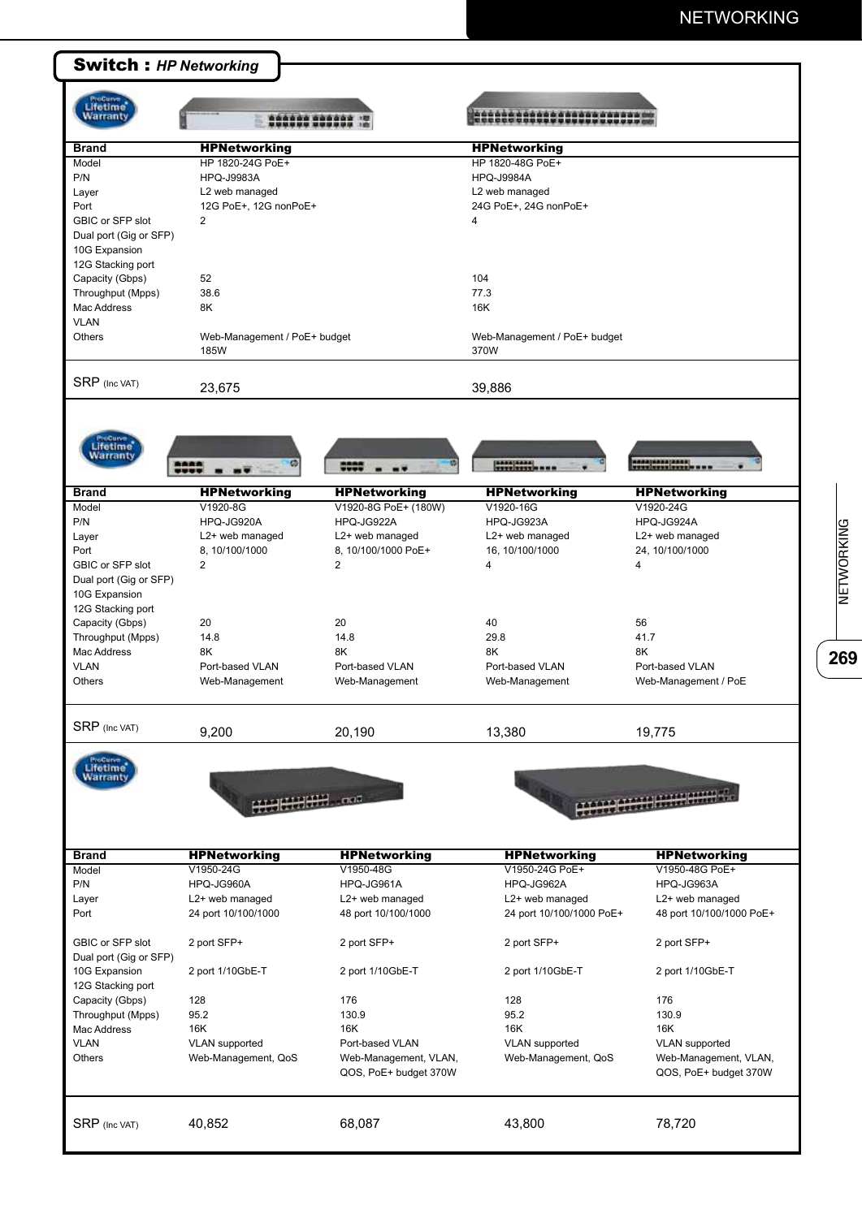## Switch : *HP Networking*

| Brand | HPNetworking | HPNetworking |
|---|---|---|
| Model | HP 1820-24G PoE+ | HP 1820-48G PoE+ |
| P/N | HPQ-J9983A | HPQ-J9984A |
| Layer | L2 web managed | L2 web managed |
| Port | 12G PoE+, 12G nonPoE+ | 24G PoE+, 24G nonPoE+ |
| GBIC or SFP slot | 2 | 4 |
| Dual port (Gig or SFP) | | |
| 10G Expansion | | |
| 12G Stacking port | | |
| Capacity (Gbps) | 52 | 104 |
| Throughput (Mpps) | 38.6 | 77.3 |
| Mac Address | 8K | 16K |
| VLAN | | |
| Others | Web-Management / PoE+ budget 185W | Web-Management / PoE+ budget 370W |
| SRP (Inc VAT) | 23,675 | 39,886 |

| Brand | HPNetworking | HPNetworking | HPNetworking | HPNetworking |
|---|---|---|---|---|
| Model | V1920-8G | V1920-8G PoE+ (180W) | V1920-16G | V1920-24G |
| P/N | HPQ-JG920A | HPQ-JG922A | HPQ-JG923A | HPQ-JG924A |
| Layer | L2+ web managed | L2+ web managed | L2+ web managed | L2+ web managed |
| Port | 8, 10/100/1000 | 8, 10/100/1000 PoE+ | 16, 10/100/1000 | 24, 10/100/1000 |
| GBIC or SFP slot | 2 | 2 | 4 | 4 |
| Dual port (Gig or SFP) | | | | |
| 10G Expansion | | | | |
| 12G Stacking port | | | | |
| Capacity (Gbps) | 20 | 20 | 40 | 56 |
| Throughput (Mpps) | 14.8 | 14.8 | 29.8 | 41.7 |
| Mac Address | 8K | 8K | 8K | 8K |
| VLAN | Port-based VLAN | Port-based VLAN | Port-based VLAN | Port-based VLAN |
| Others | Web-Management | Web-Management | Web-Management | Web-Management / PoE |
| SRP (Inc VAT) | 9,200 | 20,190 | 13,380 | 19,775 |

| Brand | HPNetworking | HPNetworking | HPNetworking | HPNetworking |
|---|---|---|---|---|
| Model | V1950-24G | V1950-48G | V1950-24G PoE+ | V1950-48G PoE+ |
| P/N | HPQ-JG960A | HPQ-JG961A | HPQ-JG962A | HPQ-JG963A |
| Layer | L2+ web managed | L2+ web managed | L2+ web managed | L2+ web managed |
| Port | 24 port 10/100/1000 | 48 port 10/100/1000 | 24 port 10/100/1000 PoE+ | 48 port 10/100/1000 PoE+ |
| GBIC or SFP slot | 2 port SFP+ | 2 port SFP+ | 2 port SFP+ | 2 port SFP+ |
| Dual port (Gig or SFP) | | | | |
| 10G Expansion | 2 port 1/10GbE-T | 2 port 1/10GbE-T | 2 port 1/10GbE-T | 2 port 1/10GbE-T |
| 12G Stacking port | | | | |
| Capacity (Gbps) | 128 | 176 | 128 | 176 |
| Throughput (Mpps) | 95.2 | 130.9 | 95.2 | 130.9 |
| Mac Address | 16K | 16K | 16K | 16K |
| VLAN | VLAN supported | Port-based VLAN | VLAN supported | VLAN supported |
| Others | Web-Management, QoS | Web-Management, VLAN, QOS, PoE+ budget 370W | Web-Management, QoS | Web-Management, VLAN, QOS, PoE+ budget 370W |
| SRP (Inc VAT) | 40,852 | 68,087 | 43,800 | 78,720 |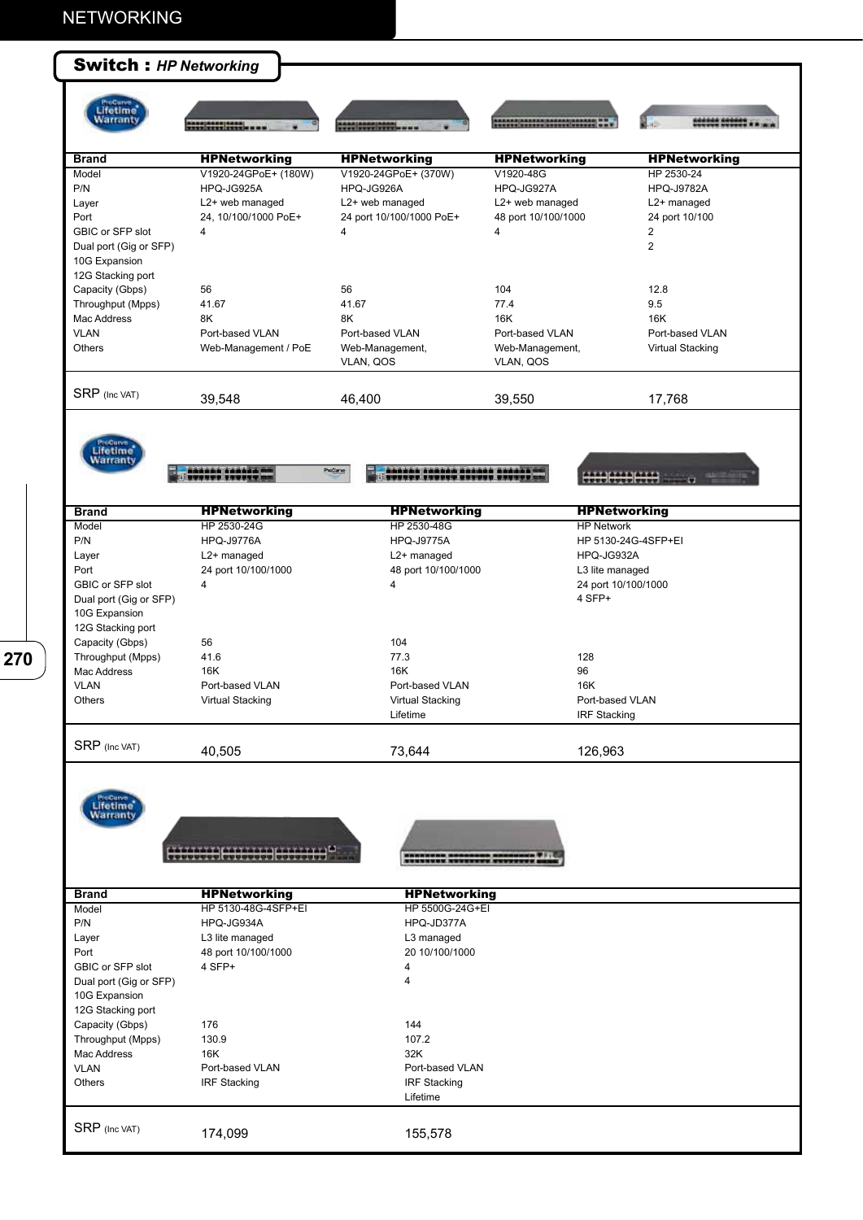## Switch : *HP Networking*

| Brand | HPNetworking | HPNetworking | HPNetworking | HPNetworking |
|---|---|---|---|---|
| Model | V1920-24GPoE+ (180W) | V1920-24GPoE+ (370W) | V1920-48G | HP 2530-24 |
| P/N | HPQ-JG925A | HPQ-JG926A | HPQ-JG927A | HPQ-J9782A |
| Layer | L2+ web managed | L2+ web managed | L2+ web managed | L2+ managed |
| Port | 24, 10/100/1000 PoE+ | 24 port 10/100/1000 PoE+ | 48 port 10/100/1000 | 24 port 10/100 |
| GBIC or SFP slot | 4 | 4 | 4 | 2 |
| Dual port (Gig or SFP) | | | | 2 |
| 10G Expansion | | | | |
| 12G Stacking port | | | | |
| Capacity (Gbps) | 56 | 56 | 104 | 12.8 |
| Throughput (Mpps) | 41.67 | 41.67 | 77.4 | 9.5 |
| Mac Address | 8K | 8K | 16K | 16K |
| VLAN | Port-based VLAN | Port-based VLAN | Port-based VLAN | Port-based VLAN |
| Others | Web-Management / PoE | Web-Management, VLAN, QOS | Web-Management, VLAN, QOS | Virtual Stacking |
| SRP (Inc VAT) | 39,548 | 46,400 | 39,550 | 17,768 |

| Brand | HPNetworking | HPNetworking | HPNetworking |
|---|---|---|---|
| Model | HP 2530-24G | HP 2530-48G | HP Network |
| P/N | HPQ-J9776A | HPQ-J9775A | HP 5130-24G-4SFP+EI |
| Layer | L2+ managed | L2+ managed | HPQ-JG932A |
| Port | 24 port 10/100/1000 | 48 port 10/100/1000 | L3 lite managed |
| GBIC or SFP slot | 4 | 4 | 24 port 10/100/1000 |
| Dual port (Gig or SFP) | | | 4 SFP+ |
| 10G Expansion | | | |
| 12G Stacking port | | | |
| Capacity (Gbps) | 56 | 104 | |
| Throughput (Mpps) | 41.6 | 77.3 | 128 |
| Mac Address | 16K | 16K | 96 |
| VLAN | Port-based VLAN | Port-based VLAN | 16K |
| Others | Virtual Stacking | Virtual Stacking Lifetime | Port-based VLAN IRF Stacking |
| SRP (Inc VAT) | 40,505 | 73,644 | 126,963 |

| Brand | HPNetworking | HPNetworking |
|---|---|---|
| Model | HP 5130-48G-4SFP+EI | HP 5500G-24G+EI |
| P/N | HPQ-JG934A | HPQ-JD377A |
| Layer | L3 lite managed | L3 managed |
| Port | 48 port 10/100/1000 | 20 10/100/1000 |
| GBIC or SFP slot | 4 SFP+ | 4 |
| Dual port (Gig or SFP) | | 4 |
| 10G Expansion | | |
| 12G Stacking port | | |
| Capacity (Gbps) | 176 | 144 |
| Throughput (Mpps) | 130.9 | 107.2 |
| Mac Address | 16K | 32K |
| VLAN | Port-based VLAN | Port-based VLAN |
| Others | IRF Stacking | IRF Stacking Lifetime |
| SRP (Inc VAT) | 174,099 | 155,578 |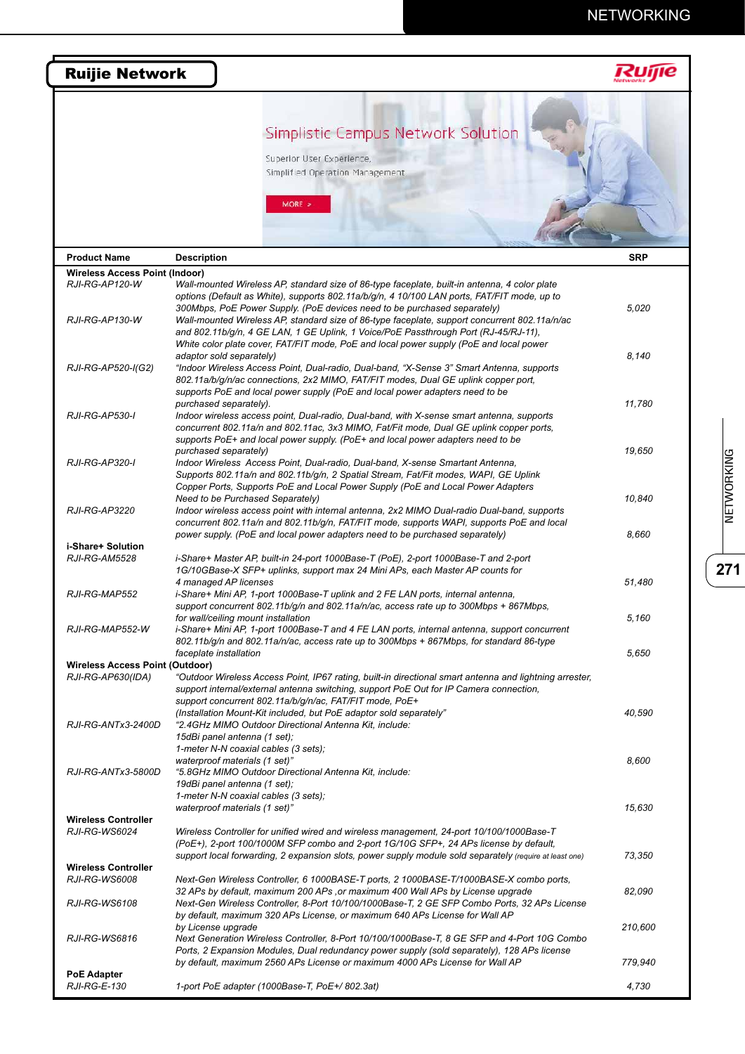## Ruijie Network

Simplistic Campus Network Solution

Superior User Experience,
Simplified Operation Management

MORE >

| Product Name | Description | SRP |
|---|---|---|
| **Wireless Access Point (Indoor)** | | |
| *RJI-RG-AP120-W* | *Wall-mounted Wireless AP, standard size of 86-type faceplate, built-in antenna, 4 color plate options (Default as White), supports 802.11a/b/g/n, 4 10/100 LAN ports, FAT/FIT mode, up to 300Mbps, PoE Power Supply. (PoE devices need to be purchased separately)* | *5,020* |
| *RJI-RG-AP130-W* | *Wall-mounted Wireless AP, standard size of 86-type faceplate, support concurrent 802.11a/n/ac and 802.11b/g/n, 4 GE LAN, 1 GE Uplink, 1 Voice/PoE Passthrough Port (RJ-45/RJ-11), White color plate cover, FAT/FIT mode, PoE and local power supply (PoE and local power adaptor sold separately)* | *8,140* |
| *RJI-RG-AP520-I(G2)* | *"Indoor Wireless Access Point, Dual-radio, Dual-band, "X-Sense 3" Smart Antenna, supports 802.11a/b/g/n/ac connections, 2x2 MIMO, FAT/FIT modes, Dual GE uplink copper port, supports PoE and local power supply (PoE and local power adapters need to be purchased separately).* | *11,780* |
| *RJI-RG-AP530-I* | *Indoor wireless access point, Dual-radio, Dual-band, with X-sense smart antenna, supports concurrent 802.11a/n and 802.11ac, 3x3 MIMO, Fat/Fit mode, Dual GE uplink copper ports, supports PoE+ and local power supply. (PoE+ and local power adapters need to be purchased separately)* | *19,650* |
| *RJI-RG-AP320-I* | *Indoor Wireless Access Point, Dual-radio, Dual-band, X-sense Smartant Antenna, Supports 802.11a/n and 802.11b/g/n, 2 Spatial Stream, Fat/Fit modes, WAPI, GE Uplink Copper Ports, Supports PoE and Local Power Supply (PoE and Local Power Adapters Need to be Purchased Separately)* | *10,840* |
| *RJI-RG-AP3220* | *Indoor wireless access point with internal antenna, 2x2 MIMO Dual-radio Dual-band, supports concurrent 802.11a/n and 802.11b/g/n, FAT/FIT mode, supports WAPI, supports PoE and local power supply. (PoE and local power adapters need to be purchased separately)* | *8,660* |
| **i-Share+ Solution** | | |
| *RJI-RG-AM5528* | *i-Share+ Master AP, built-in 24-port 1000Base-T (PoE), 2-port 1000Base-T and 2-port 1G/10GBase-X SFP+ uplinks, support max 24 Mini APs, each Master AP counts for 4 managed AP licenses* | *51,480* |
| *RJI-RG-MAP552* | *i-Share+ Mini AP, 1-port 1000Base-T uplink and 2 FE LAN ports, internal antenna, support concurrent 802.11b/g/n and 802.11a/n/ac, access rate up to 300Mbps + 867Mbps, for wall/ceiling mount installation* | *5,160* |
| *RJI-RG-MAP552-W* | *i-Share+ Mini AP, 1-port 1000Base-T and 4 FE LAN ports, internal antenna, support concurrent 802.11b/g/n and 802.11a/n/ac, access rate up to 300Mbps + 867Mbps, for standard 86-type faceplate installation* | *5,650* |
| **Wireless Access Point (Outdoor)** | | |
| *RJI-RG-AP630(IDA)* | *"Outdoor Wireless Access Point, IP67 rating, built-in directional smart antenna and lightning arrester, support internal/external antenna switching, support PoE Out for IP Camera connection, support concurrent 802.11a/b/g/n/ac, FAT/FIT mode, PoE+ (Installation Mount-Kit included, but PoE adaptor sold separately"* | *40,590* |
| *RJI-RG-ANTx3-2400D* | *"2.4GHz MIMO Outdoor Directional Antenna Kit, include: 15dBi panel antenna (1 set); 1-meter N-N coaxial cables (3 sets); waterproof materials (1 set)"* | *8,600* |
| *RJI-RG-ANTx3-5800D* | *"5.8GHz MIMO Outdoor Directional Antenna Kit, include: 19dBi panel antenna (1 set); 1-meter N-N coaxial cables (3 sets); waterproof materials (1 set)"* | *15,630* |
| **Wireless Controller** | | |
| *RJI-RG-WS6024* | *Wireless Controller for unified wired and wireless management, 24-port 10/100/1000Base-T (PoE+), 2-port 100/1000M SFP combo and 2-port 1G/10G SFP+, 24 APs license by default, support local forwarding, 2 expansion slots, power supply module sold separately (require at least one)* | *73,350* |
| **Wireless Controller** | | |
| *RJI-RG-WS6008* | *Next-Gen Wireless Controller, 6 1000BASE-T ports, 2 1000BASE-T/1000BASE-X combo ports, 32 APs by default, maximum 200 APs ,or maximum 400 Wall APs by License upgrade* | *82,090* |
| *RJI-RG-WS6108* | *Next-Gen Wireless Controller, 8-Port 10/100/1000Base-T, 2 GE SFP Combo Ports, 32 APs License by default, maximum 320 APs License, or maximum 640 APs License for Wall AP by License upgrade* | *210,600* |
| *RJI-RG-WS6816* | *Next Generation Wireless Controller, 8-Port 10/100/1000Base-T, 8 GE SFP and 4-Port 10G Combo Ports, 2 Expansion Modules, Dual redundancy power supply (sold separately), 128 APs license by default, maximum 2560 APs License or maximum 4000 APs License for Wall AP* | *779,940* |
| **PoE Adapter** | | |
| *RJI-RG-E-130* | *1-port PoE adapter (1000Base-T, PoE+/ 802.3at)* | *4,730* |